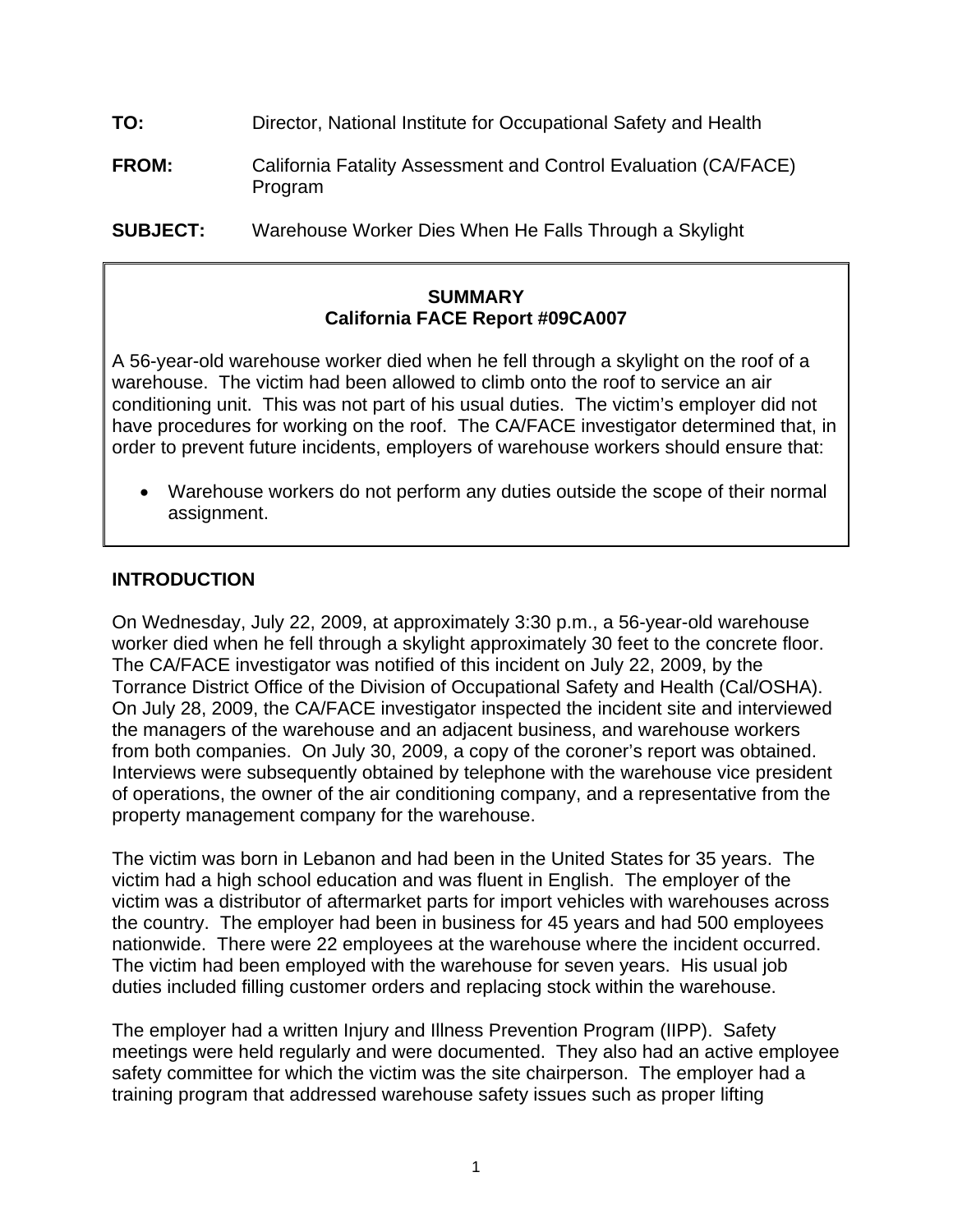**TO:** Director, National Institute for Occupational Safety and Health

**FROM:** California Fatality Assessment and Control Evaluation (CA/FACE) Program

**SUBJECT:** Warehouse Worker Dies When He Falls Through a Skylight

## SUMMARY
### California FACE Report #09CA007

A 56-year-old warehouse worker died when he fell through a skylight on the roof of a warehouse. The victim had been allowed to climb onto the roof to service an air conditioning unit. This was not part of his usual duties. The victim's employer did not have procedures for working on the roof. The CA/FACE investigator determined that, in order to prevent future incidents, employers of warehouse workers should ensure that:

- Warehouse workers do not perform any duties outside the scope of their normal assignment.

## INTRODUCTION

On Wednesday, July 22, 2009, at approximately 3:30 p.m., a 56-year-old warehouse worker died when he fell through a skylight approximately 30 feet to the concrete floor. The CA/FACE investigator was notified of this incident on July 22, 2009, by the Torrance District Office of the Division of Occupational Safety and Health (Cal/OSHA). On July 28, 2009, the CA/FACE investigator inspected the incident site and interviewed the managers of the warehouse and an adjacent business, and warehouse workers from both companies. On July 30, 2009, a copy of the coroner's report was obtained. Interviews were subsequently obtained by telephone with the warehouse vice president of operations, the owner of the air conditioning company, and a representative from the property management company for the warehouse.

The victim was born in Lebanon and had been in the United States for 35 years. The victim had a high school education and was fluent in English. The employer of the victim was a distributor of aftermarket parts for import vehicles with warehouses across the country. The employer had been in business for 45 years and had 500 employees nationwide. There were 22 employees at the warehouse where the incident occurred. The victim had been employed with the warehouse for seven years. His usual job duties included filling customer orders and replacing stock within the warehouse.

The employer had a written Injury and Illness Prevention Program (IIPP). Safety meetings were held regularly and were documented. They also had an active employee safety committee for which the victim was the site chairperson. The employer had a training program that addressed warehouse safety issues such as proper lifting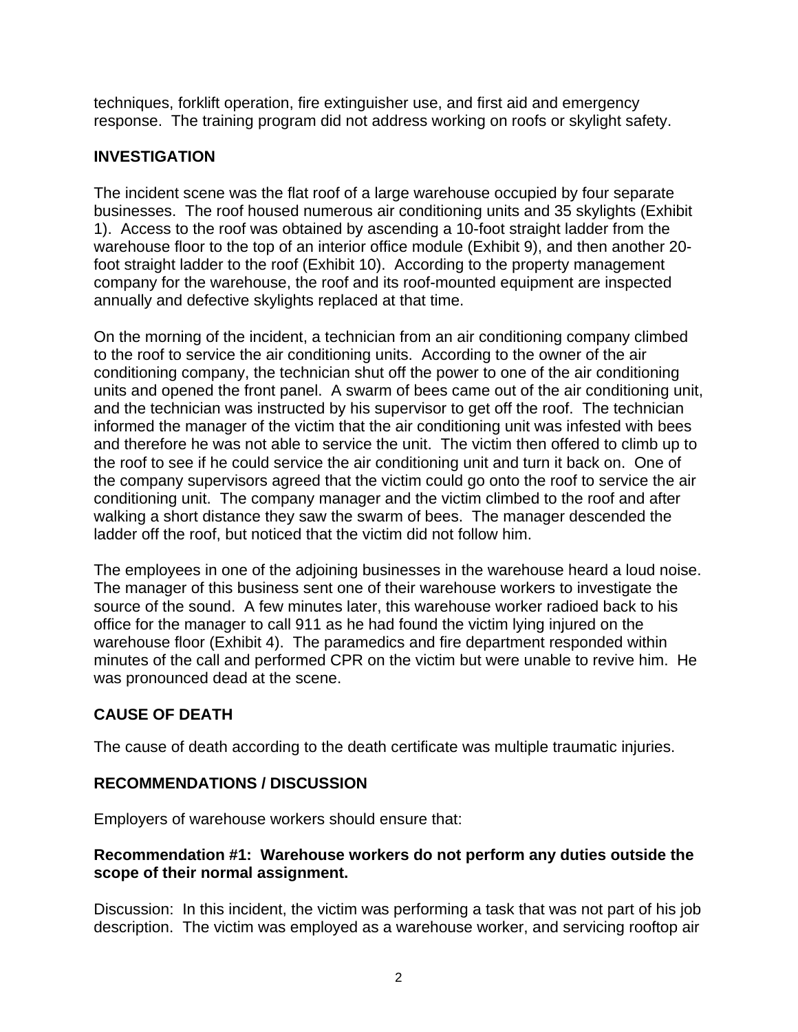techniques, forklift operation, fire extinguisher use, and first aid and emergency response. The training program did not address working on roofs or skylight safety.

## INVESTIGATION

The incident scene was the flat roof of a large warehouse occupied by four separate businesses. The roof housed numerous air conditioning units and 35 skylights (Exhibit 1). Access to the roof was obtained by ascending a 10-foot straight ladder from the warehouse floor to the top of an interior office module (Exhibit 9), and then another 20-foot straight ladder to the roof (Exhibit 10). According to the property management company for the warehouse, the roof and its roof-mounted equipment are inspected annually and defective skylights replaced at that time.

On the morning of the incident, a technician from an air conditioning company climbed to the roof to service the air conditioning units. According to the owner of the air conditioning company, the technician shut off the power to one of the air conditioning units and opened the front panel. A swarm of bees came out of the air conditioning unit, and the technician was instructed by his supervisor to get off the roof. The technician informed the manager of the victim that the air conditioning unit was infested with bees and therefore he was not able to service the unit. The victim then offered to climb up to the roof to see if he could service the air conditioning unit and turn it back on. One of the company supervisors agreed that the victim could go onto the roof to service the air conditioning unit. The company manager and the victim climbed to the roof and after walking a short distance they saw the swarm of bees. The manager descended the ladder off the roof, but noticed that the victim did not follow him.

The employees in one of the adjoining businesses in the warehouse heard a loud noise. The manager of this business sent one of their warehouse workers to investigate the source of the sound. A few minutes later, this warehouse worker radioed back to his office for the manager to call 911 as he had found the victim lying injured on the warehouse floor (Exhibit 4). The paramedics and fire department responded within minutes of the call and performed CPR on the victim but were unable to revive him. He was pronounced dead at the scene.

## CAUSE OF DEATH

The cause of death according to the death certificate was multiple traumatic injuries.

## RECOMMENDATIONS / DISCUSSION

Employers of warehouse workers should ensure that:

**Recommendation #1: Warehouse workers do not perform any duties outside the scope of their normal assignment.**

Discussion: In this incident, the victim was performing a task that was not part of his job description. The victim was employed as a warehouse worker, and servicing rooftop air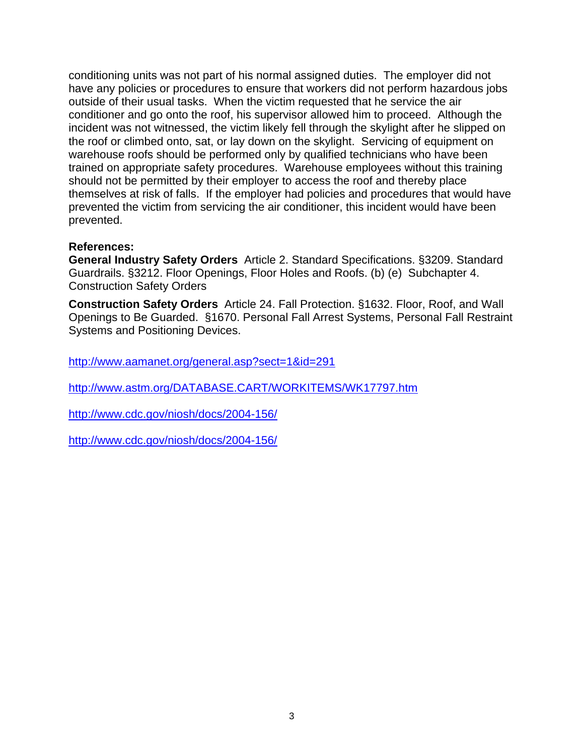conditioning units was not part of his normal assigned duties. The employer did not have any policies or procedures to ensure that workers did not perform hazardous jobs outside of their usual tasks. When the victim requested that he service the air conditioner and go onto the roof, his supervisor allowed him to proceed. Although the incident was not witnessed, the victim likely fell through the skylight after he slipped on the roof or climbed onto, sat, or lay down on the skylight. Servicing of equipment on warehouse roofs should be performed only by qualified technicians who have been trained on appropriate safety procedures. Warehouse employees without this training should not be permitted by their employer to access the roof and thereby place themselves at risk of falls. If the employer had policies and procedures that would have prevented the victim from servicing the air conditioner, this incident would have been prevented.

**References:**

**General Industry Safety Orders** Article 2. Standard Specifications. §3209. Standard Guardrails. §3212. Floor Openings, Floor Holes and Roofs. (b) (e) Subchapter 4. Construction Safety Orders

**Construction Safety Orders** Article 24. Fall Protection. §1632. Floor, Roof, and Wall Openings to Be Guarded. §1670. Personal Fall Arrest Systems, Personal Fall Restraint Systems and Positioning Devices.

http://www.aamanet.org/general.asp?sect=1&id=291

http://www.astm.org/DATABASE.CART/WORKITEMS/WK17797.htm

http://www.cdc.gov/niosh/docs/2004-156/

http://www.cdc.gov/niosh/docs/2004-156/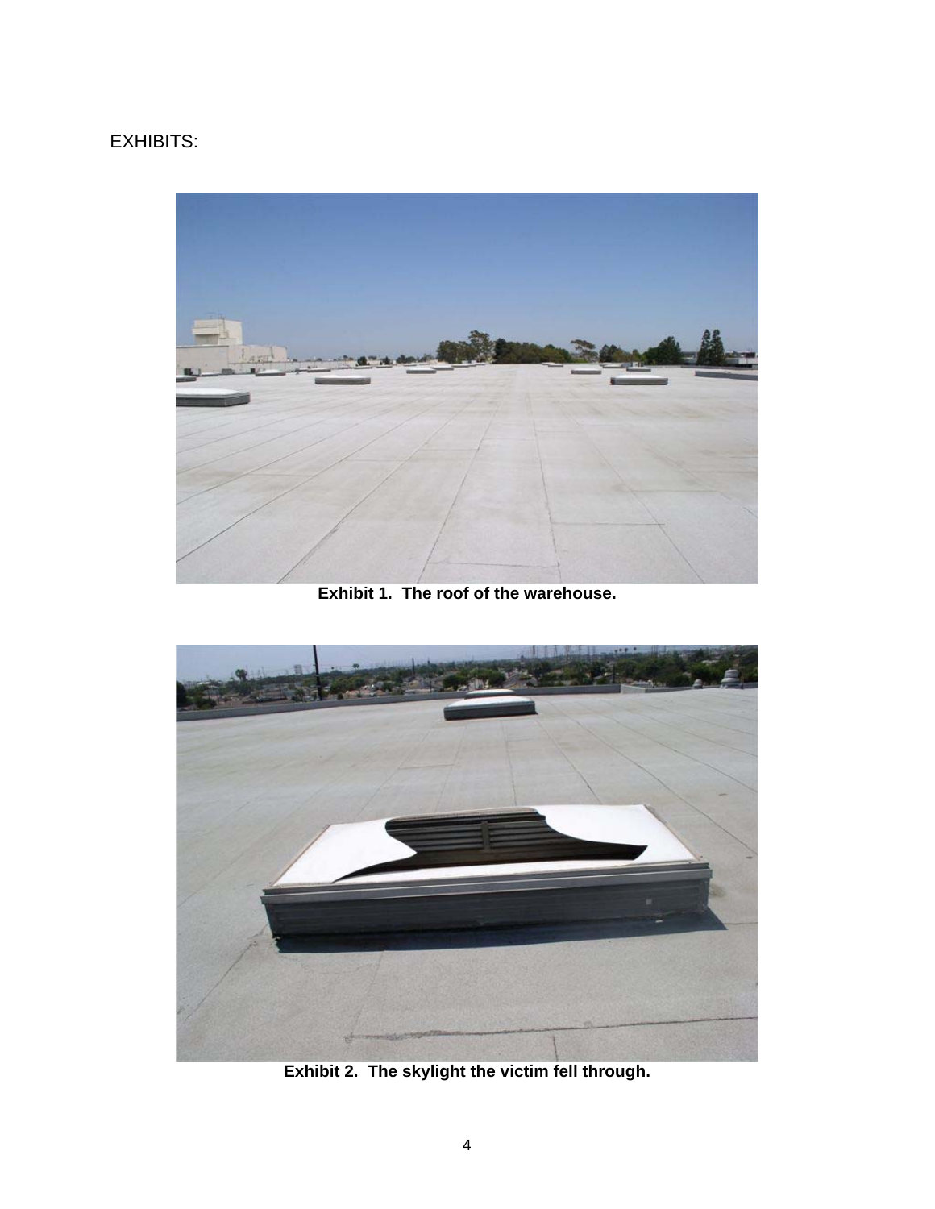EXHIBITS:

**Exhibit 1. The roof of the warehouse.**

**Exhibit 2. The skylight the victim fell through.**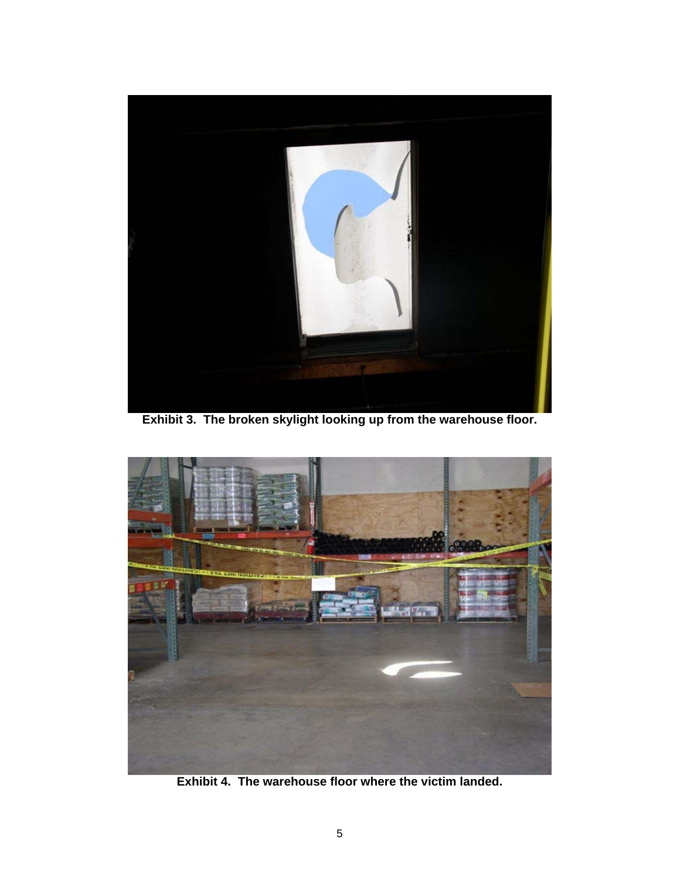**Exhibit 3. The broken skylight looking up from the warehouse floor.**

**Exhibit 4. The warehouse floor where the victim landed.**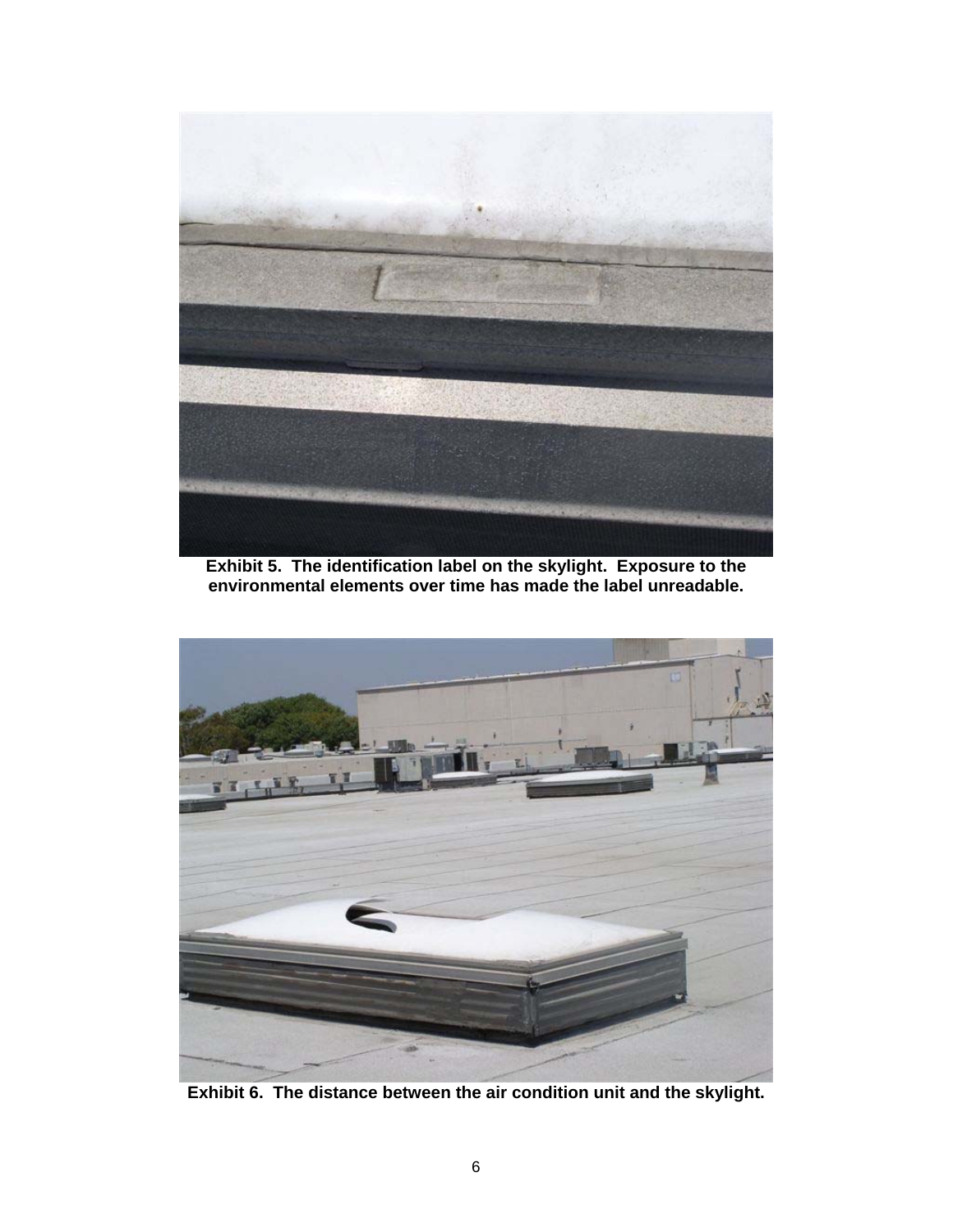**Exhibit 5. The identification label on the skylight. Exposure to the environmental elements over time has made the label unreadable.**

**Exhibit 6. The distance between the air condition unit and the skylight.**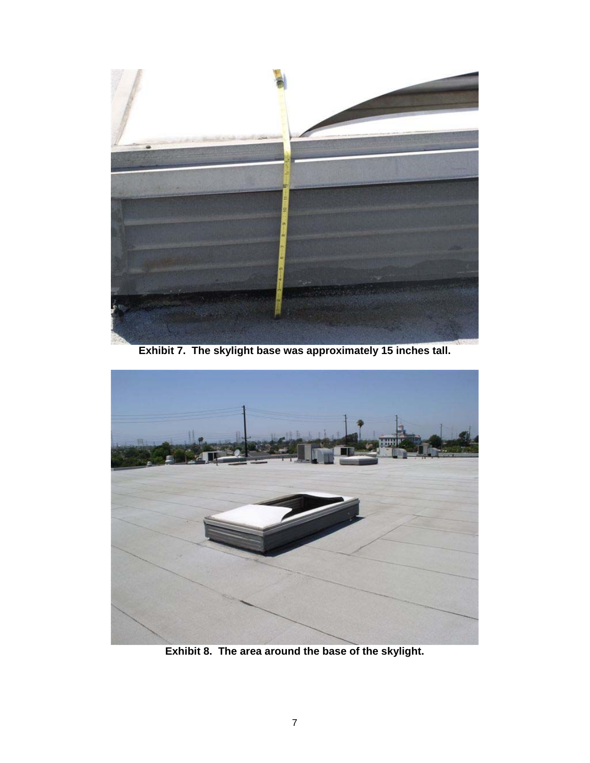**Exhibit 7. The skylight base was approximately 15 inches tall.**

**Exhibit 8. The area around the base of the skylight.**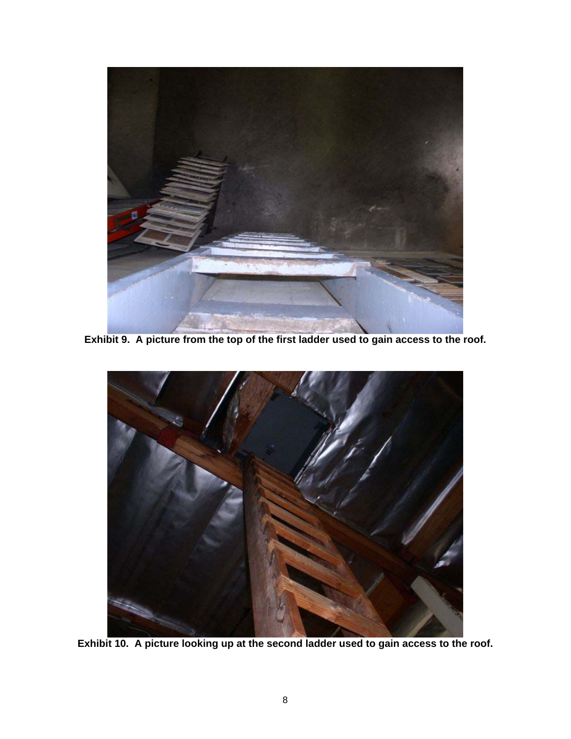**Exhibit 9. A picture from the top of the first ladder used to gain access to the roof.**

**Exhibit 10. A picture looking up at the second ladder used to gain access to the roof.**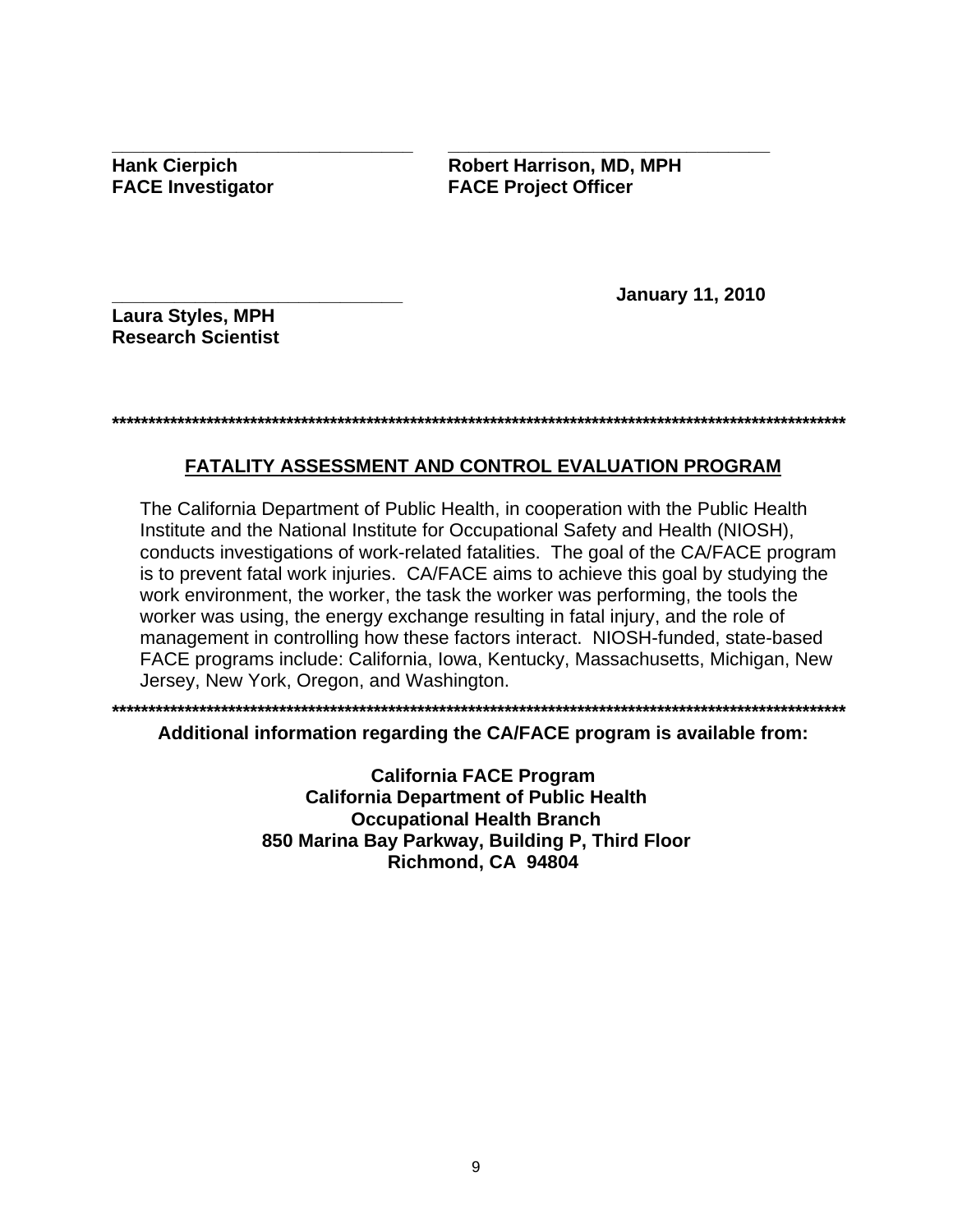| | |
|---|---|
| \_\_\_\_\_\_\_\_\_\_\_\_\_\_\_\_\_\_\_\_\_\_\_\_\_\_\_\_ | \_\_\_\_\_\_\_\_\_\_\_\_\_\_\_\_\_\_\_\_\_\_\_\_\_\_\_\_ |
| **Hank Cierpich**<br>**FACE Investigator** | **Robert Harrison, MD, MPH**<br>**FACE Project Officer** |
| \_\_\_\_\_\_\_\_\_\_\_\_\_\_\_\_\_\_\_\_\_\_\_\_\_\_\_\_ | **January 11, 2010** |
| **Laura Styles, MPH**<br>**Research Scientist** | |

*********************************************************************************************************

## FATALITY ASSESSMENT AND CONTROL EVALUATION PROGRAM

The California Department of Public Health, in cooperation with the Public Health Institute and the National Institute for Occupational Safety and Health (NIOSH), conducts investigations of work-related fatalities. The goal of the CA/FACE program is to prevent fatal work injuries. CA/FACE aims to achieve this goal by studying the work environment, the worker, the task the worker was performing, the tools the worker was using, the energy exchange resulting in fatal injury, and the role of management in controlling how these factors interact. NIOSH-funded, state-based FACE programs include: California, Iowa, Kentucky, Massachusetts, Michigan, New Jersey, New York, Oregon, and Washington.

*********************************************************************************************************

**Additional information regarding the CA/FACE program is available from:**

**California FACE Program**
**California Department of Public Health**
**Occupational Health Branch**
**850 Marina Bay Parkway, Building P, Third Floor**
**Richmond, CA 94804**